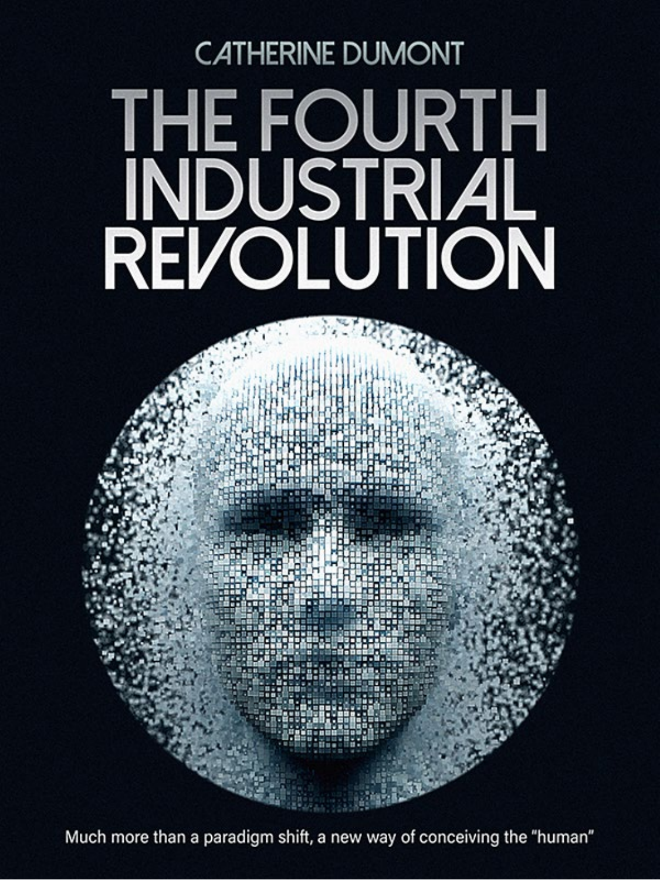CATHERINE DUMONT

# THE FOURTH INDUSTRIAL REVOLUTION

Much more than a paradigm shift, a new way of conceiving the "human"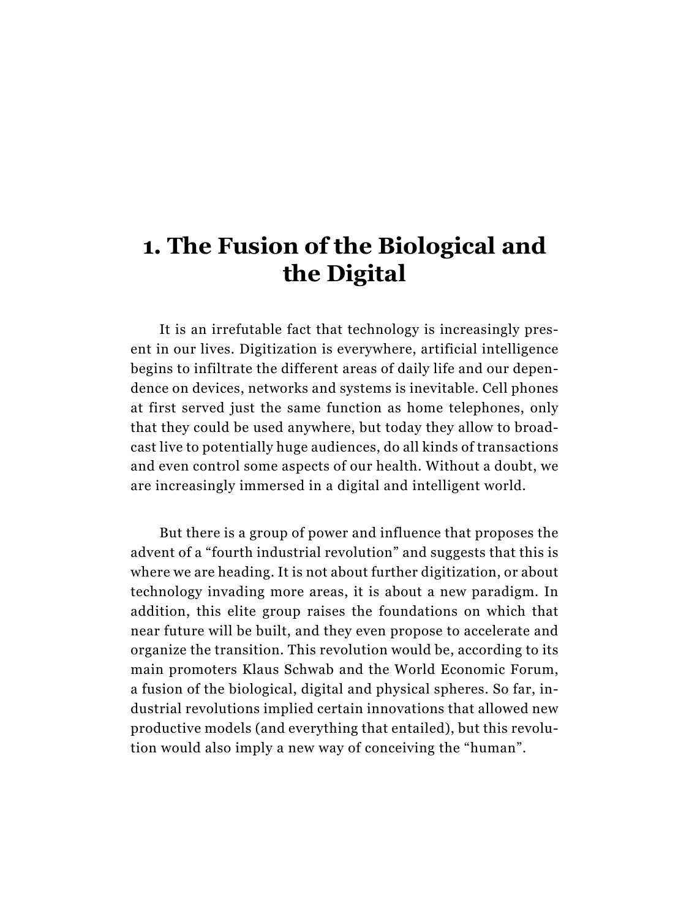# 1. The Fusion of the Biological and the Digital

It is an irrefutable fact that technology is increasingly present in our lives. Digitization is everywhere, artificial intelligence begins to infiltrate the different areas of daily life and our dependence on devices, networks and systems is inevitable. Cell phones at first served just the same function as home telephones, only that they could be used anywhere, but today they allow to broadcast live to potentially huge audiences, do all kinds of transactions and even control some aspects of our health. Without a doubt, we are increasingly immersed in a digital and intelligent world.

But there is a group of power and influence that proposes the advent of a "fourth industrial revolution" and suggests that this is where we are heading. It is not about further digitization, or about technology invading more areas, it is about a new paradigm. In addition, this elite group raises the foundations on which that near future will be built, and they even propose to accelerate and organize the transition. This revolution would be, according to its main promoters Klaus Schwab and the World Economic Forum, a fusion of the biological, digital and physical spheres. So far, industrial revolutions implied certain innovations that allowed new productive models (and everything that entailed), but this revolution would also imply a new way of conceiving the "human".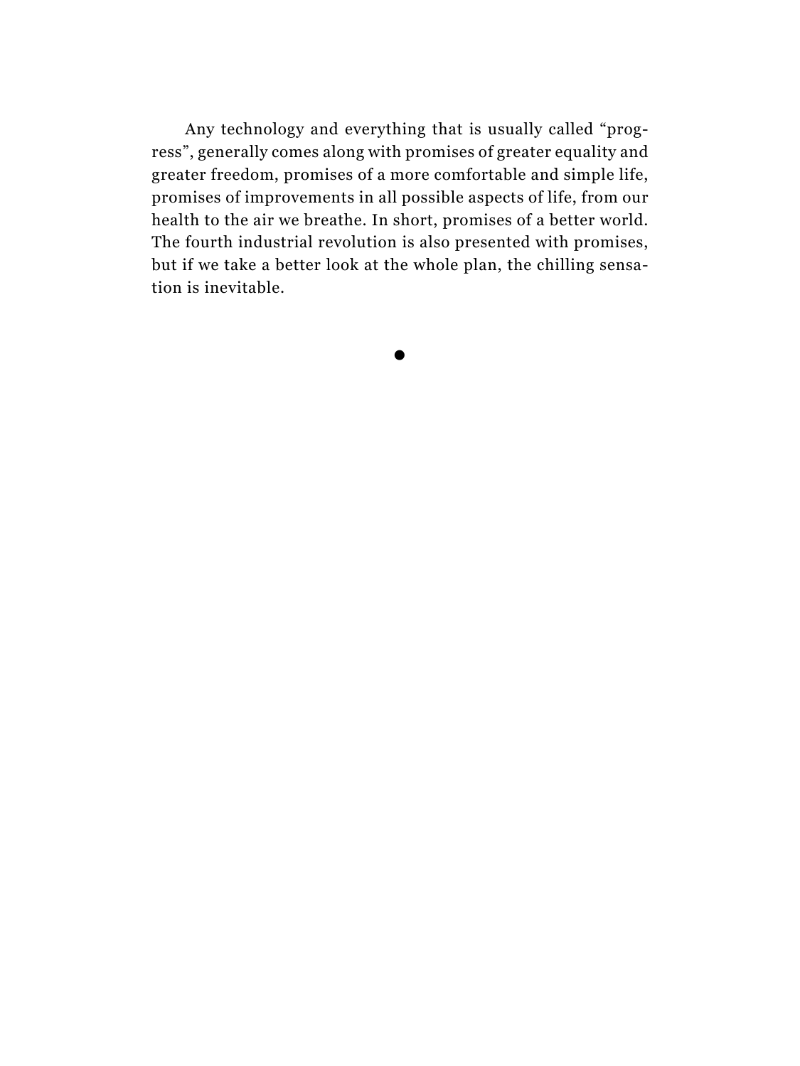Any technology and everything that is usually called "progress", generally comes along with promises of greater equality and greater freedom, promises of a more comfortable and simple life, promises of improvements in all possible aspects of life, from our health to the air we breathe. In short, promises of a better world. The fourth industrial revolution is also presented with promises, but if we take a better look at the whole plan, the chilling sensation is inevitable.

●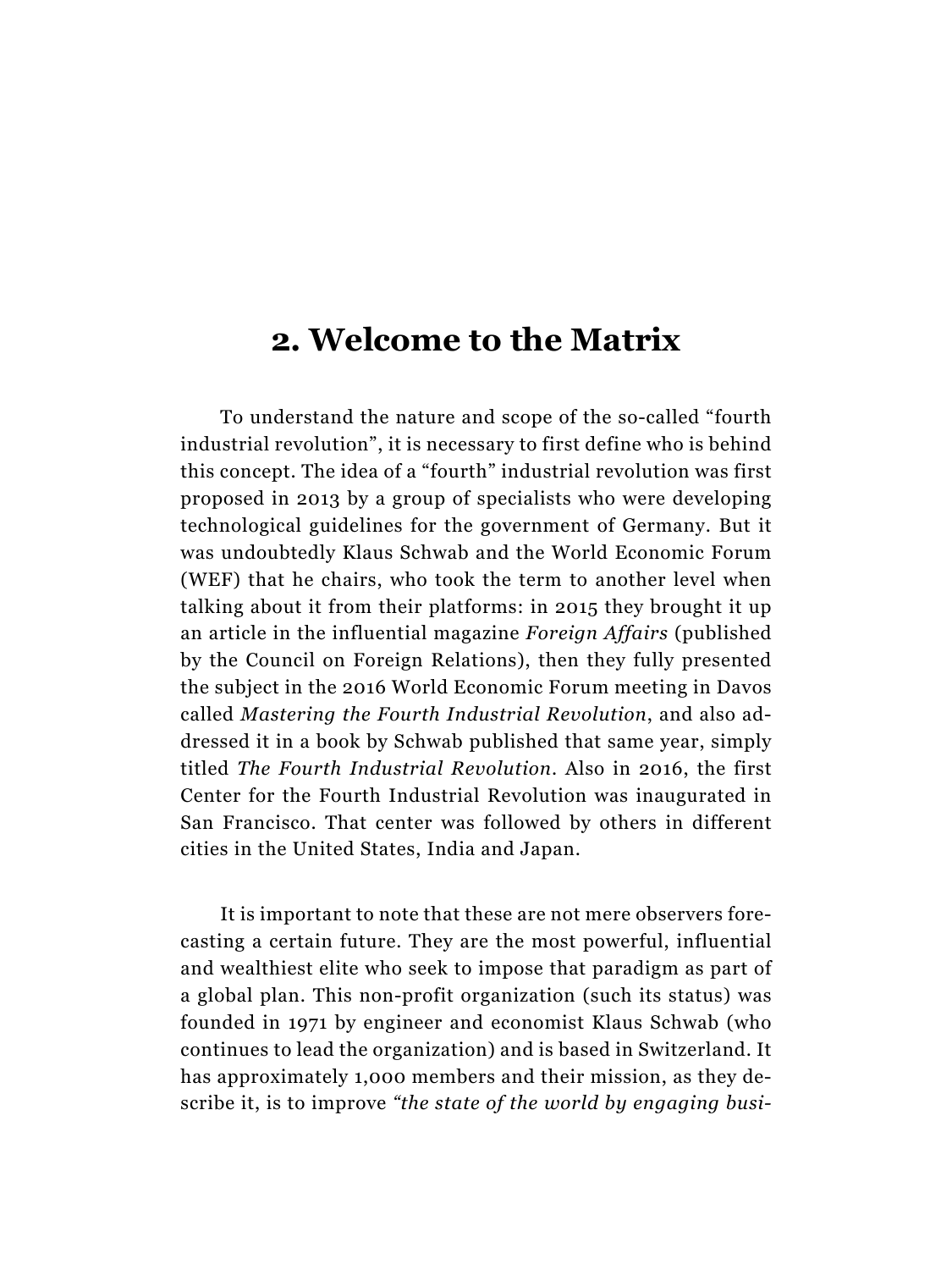# 2. Welcome to the Matrix

To understand the nature and scope of the so-called "fourth industrial revolution", it is necessary to first define who is behind this concept. The idea of a "fourth" industrial revolution was first proposed in 2013 by a group of specialists who were developing technological guidelines for the government of Germany. But it was undoubtedly Klaus Schwab and the World Economic Forum (WEF) that he chairs, who took the term to another level when talking about it from their platforms: in 2015 they brought it up an article in the influential magazine *Foreign Affairs* (published by the Council on Foreign Relations), then they fully presented the subject in the 2016 World Economic Forum meeting in Davos called *Mastering the Fourth Industrial Revolution*, and also addressed it in a book by Schwab published that same year, simply titled *The Fourth Industrial Revolution*. Also in 2016, the first Center for the Fourth Industrial Revolution was inaugurated in San Francisco. That center was followed by others in different cities in the United States, India and Japan.

It is important to note that these are not mere observers forecasting a certain future. They are the most powerful, influential and wealthiest elite who seek to impose that paradigm as part of a global plan. This non-profit organization (such its status) was founded in 1971 by engineer and economist Klaus Schwab (who continues to lead the organization) and is based in Switzerland. It has approximately 1,000 members and their mission, as they describe it, is to improve *"the state of the world by engaging busi-*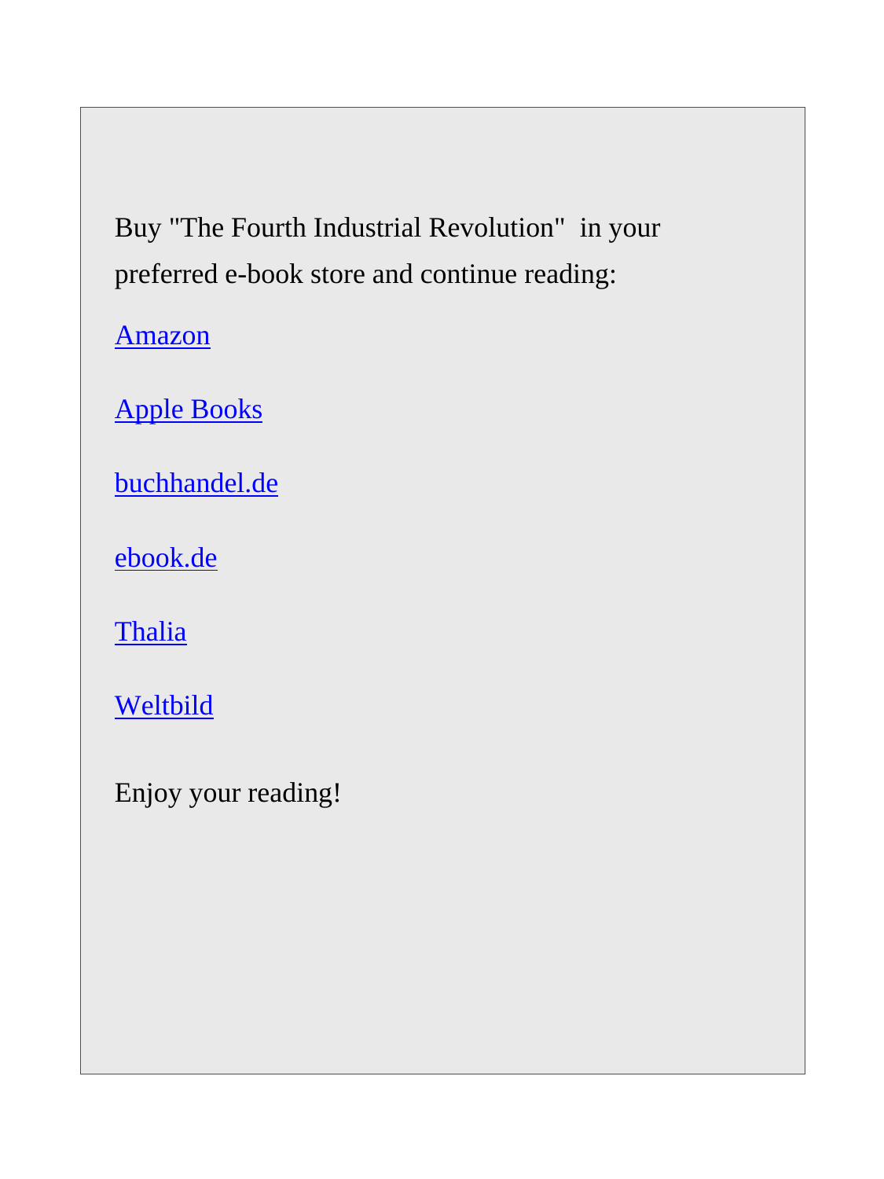Buy "The Fourth Industrial Revolution" in your preferred e-book store and continue reading:

Amazon

Apple Books

buchhandel.de

ebook.de

Thalia

Weltbild

Enjoy your reading!